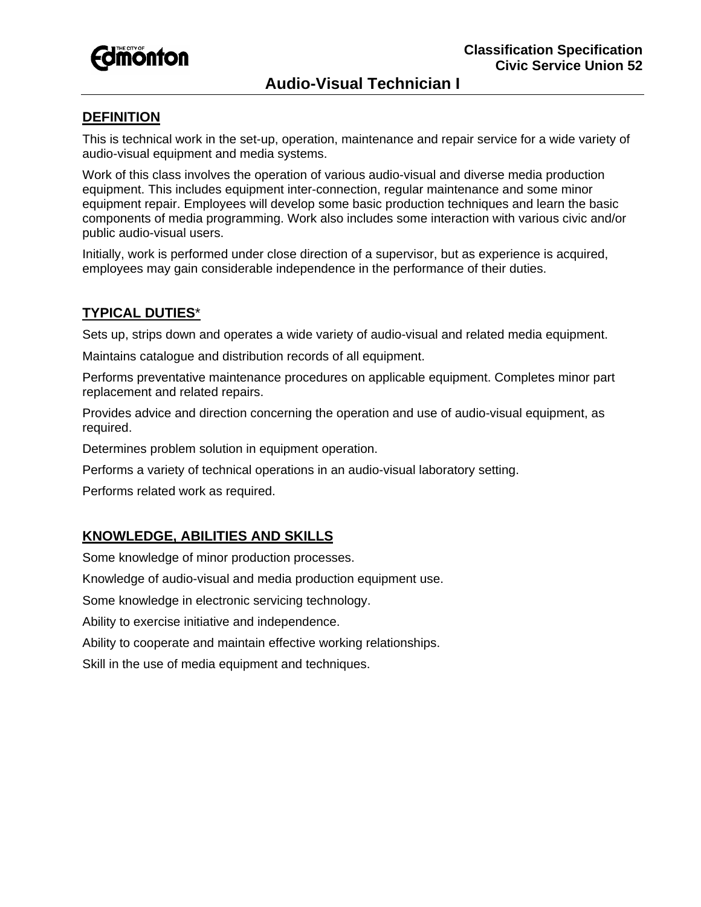**Classification Specification**
**Civic Service Union 52**

# Audio-Visual Technician I

## DEFINITION

This is technical work in the set-up, operation, maintenance and repair service for a wide variety of audio-visual equipment and media systems.

Work of this class involves the operation of various audio-visual and diverse media production equipment. This includes equipment inter-connection, regular maintenance and some minor equipment repair. Employees will develop some basic production techniques and learn the basic components of media programming. Work also includes some interaction with various civic and/or public audio-visual users.

Initially, work is performed under close direction of a supervisor, but as experience is acquired, employees may gain considerable independence in the performance of their duties.

## TYPICAL DUTIES*

Sets up, strips down and operates a wide variety of audio-visual and related media equipment.

Maintains catalogue and distribution records of all equipment.

Performs preventative maintenance procedures on applicable equipment. Completes minor part replacement and related repairs.

Provides advice and direction concerning the operation and use of audio-visual equipment, as required.

Determines problem solution in equipment operation.

Performs a variety of technical operations in an audio-visual laboratory setting.

Performs related work as required.

## KNOWLEDGE, ABILITIES AND SKILLS

Some knowledge of minor production processes.

Knowledge of audio-visual and media production equipment use.

Some knowledge in electronic servicing technology.

Ability to exercise initiative and independence.

Ability to cooperate and maintain effective working relationships.

Skill in the use of media equipment and techniques.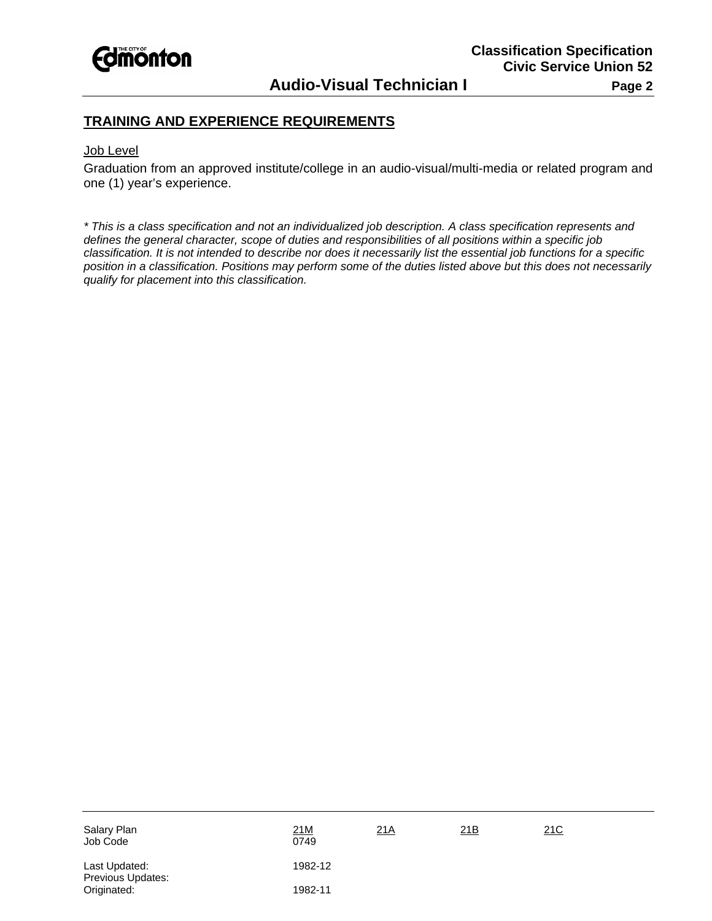## TRAINING AND EXPERIENCE REQUIREMENTS

Job Level

Graduation from an approved institute/college in an audio-visual/multi-media or related program and one (1) year's experience.

*\* This is a class specification and not an individualized job description. A class specification represents and defines the general character, scope of duties and responsibilities of all positions within a specific job classification. It is not intended to describe nor does it necessarily list the essential job functions for a specific position in a classification. Positions may perform some of the duties listed above but this does not necessarily qualify for placement into this classification.*

| | | | | |
|---|---|---|---|---|
| Salary Plan | 21M | 21A | 21B | 21C |
| Job Code | 0749 | | | |
| Last Updated: | 1982-12 | | | |
| Previous Updates: | | | | |
| Originated: | 1982-11 | | | |